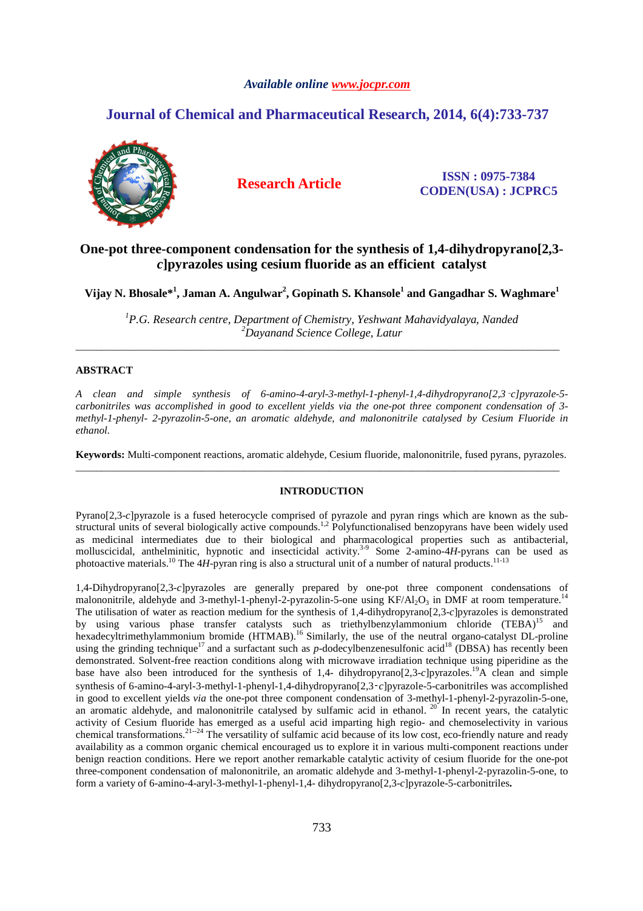*Available online www.jocpr.com*

## Journal of Chemical and Pharmaceutical Research, 2014, 6(4):733-737

**Research Article**

**ISSN : 0975-7384**
**CODEN(USA) : JCPRC5**

# One-pot three-component condensation for the synthesis of 1,4-dihydropyrano[2,3-*c*]pyrazoles using cesium fluoride as an efficient catalyst

**Vijay N. Bhosale*[1], Jaman A. Angulwar[2], Gopinath S. Khansole[1] and Gangadhar S. Waghmare[1]**

*[1]P.G. Research centre, Department of Chemistry, Yeshwant Mahavidyalaya, Nanded*
*[2]Dayanand Science College, Latur*

---

## ABSTRACT

*A clean and simple synthesis of 6-amino-4-aryl-3-methyl-1-phenyl-1,4-dihydropyrano[2,3-c]pyrazole-5-carbonitriles was accomplished in good to excellent yields via the one-pot three component condensation of 3-methyl-1-phenyl- 2-pyrazolin-5-one, an aromatic aldehyde, and malononitrile catalysed by Cesium Fluoride in ethanol.*

**Keywords:** Multi-component reactions, aromatic aldehyde, Cesium fluoride, malononitrile, fused pyrans, pyrazoles.

---

## INTRODUCTION

Pyrano[2,3-*c*]pyrazole is a fused heterocycle comprised of pyrazole and pyran rings which are known as the sub-structural units of several biologically active compounds.[1,2] Polyfunctionalised benzopyrans have been widely used as medicinal intermediates due to their biological and pharmacological properties such as antibacterial, molluscicidal, anthelminitic, hypnotic and insecticidal activity.[3-9] Some 2-amino-4*H*-pyrans can be used as photoactive materials.[10] The 4*H*-pyran ring is also a structural unit of a number of natural products.[11-13]

1,4-Dihydropyrano[2,3-*c*]pyrazoles are generally prepared by one-pot three component condensations of malononitrile, aldehyde and 3-methyl-1-phenyl-2-pyrazolin-5-one using $KF/Al_2O_3$ in DMF at room temperature.[14] The utilisation of water as reaction medium for the synthesis of 1,4-dihydropyrano[2,3-*c*]pyrazoles is demonstrated by using various phase transfer catalysts such as triethylbenzylammonium chloride (TEBA)[15] and hexadecyltrimethylammonium bromide (HTMAB).[16] Similarly, the use of the neutral organo-catalyst DL-proline using the grinding technique[17] and a surfactant such as *p*-dodecylbenzenesulfonic acid[18] (DBSA) has recently been demonstrated. Solvent-free reaction conditions along with microwave irradiation technique using piperidine as the base have also been introduced for the synthesis of 1,4- dihydropyrano[2,3-*c*]pyrazoles.[19] A clean and simple synthesis of 6-amino-4-aryl-3-methyl-1-phenyl-1,4-dihydropyrano[2,3-*c*]pyrazole-5-carbonitriles was accomplished in good to excellent yields *via* the one-pot three component condensation of 3-methyl-1-phenyl-2-pyrazolin-5-one, an aromatic aldehyde, and malononitrile catalysed by sulfamic acid in ethanol. [20] In recent years, the catalytic activity of Cesium fluoride has emerged as a useful acid imparting high regio- and chemoselectivity in various chemical transformations.[21-24] The versatility of sulfamic acid because of its low cost, eco-friendly nature and ready availability as a common organic chemical encouraged us to explore it in various multi-component reactions under benign reaction conditions. Here we report another remarkable catalytic activity of cesium fluoride for the one-pot three-component condensation of malononitrile, an aromatic aldehyde and 3-methyl-1-phenyl-2-pyrazolin-5-one, to form a variety of 6-amino-4-aryl-3-methyl-1-phenyl-1,4- dihydropyrano[2,3-*c*]pyrazole-5-carbonitriles**.**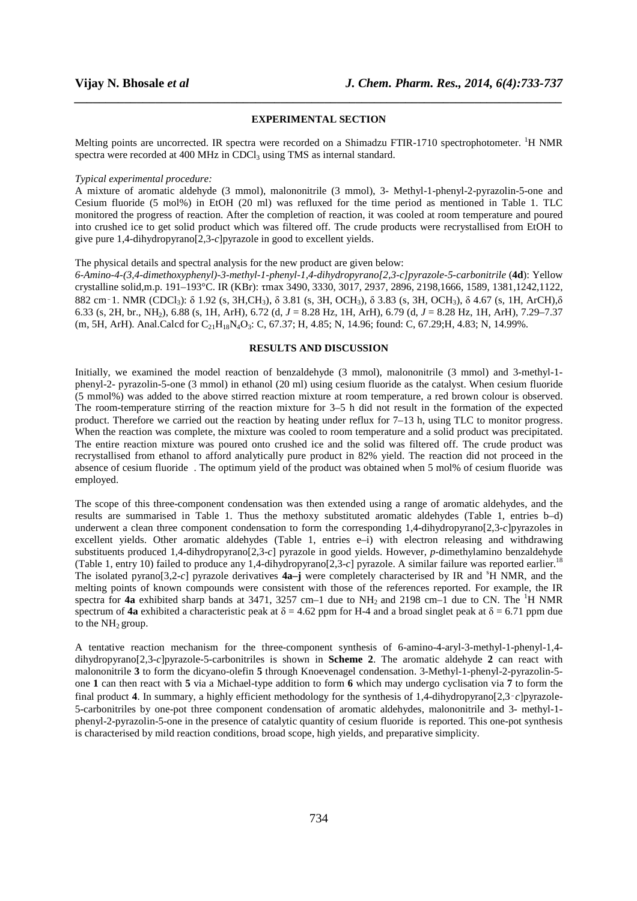## EXPERIMENTAL SECTION

Melting points are uncorrected. IR spectra were recorded on a Shimadzu FTIR-1710 spectrophotometer. $^{1}H$ NMR spectra were recorded at 400 MHz in $CDCl_3$ using TMS as internal standard.

*Typical experimental procedure:*

A mixture of aromatic aldehyde (3 mmol), malononitrile (3 mmol), 3- Methyl-1-phenyl-2-pyrazolin-5-one and Cesium fluoride (5 mol%) in EtOH (20 ml) was refluxed for the time period as mentioned in Table 1. TLC monitored the progress of reaction. After the completion of reaction, it was cooled at room temperature and poured into crushed ice to get solid product which was filtered off. The crude products were recrystallised from EtOH to give pure 1,4-dihydropyrano[2,3-*c*]pyrazole in good to excellent yields.

The physical details and spectral analysis for the new product are given below:

*6-Amino-4-(3,4-dimethoxyphenyl)-3-methyl-1-phenyl-1,4-dihydropyrano[2,3-c]pyrazole-5-carbonitrile* (**4d**): Yellow crystalline solid,m.p. 191–193°C. IR (KBr): τmax 3490, 3330, 3017, 2937, 2896, 2198,1666, 1589, 1381,1242,1122, 882 cm−1. NMR ($CDCl_3$): δ 1.92 (s, 3H,$CH_3$), δ 3.81 (s, 3H, $OCH_3$), δ 3.83 (s, 3H, $OCH_3$), δ 4.67 (s, 1H, ArCH),δ 6.33 (s, 2H, br., $NH_2$), 6.88 (s, 1H, ArH), 6.72 (d, *J* = 8.28 Hz, 1H, ArH), 6.79 (d, *J* = 8.28 Hz, 1H, ArH), 7.29–7.37 (m, 5H, ArH). Anal.Calcd for $C_{21}H_{18}N_4O_3$: C, 67.37; H, 4.85; N, 14.96; found: C, 67.29;H, 4.83; N, 14.99%.

## RESULTS AND DISCUSSION

Initially, we examined the model reaction of benzaldehyde (3 mmol), malononitrile (3 mmol) and 3-methyl-1-phenyl-2- pyrazolin-5-one (3 mmol) in ethanol (20 ml) using cesium fluoride as the catalyst. When cesium fluoride (5 mmol%) was added to the above stirred reaction mixture at room temperature, a red brown colour is observed. The room-temperature stirring of the reaction mixture for 3–5 h did not result in the formation of the expected product. Therefore we carried out the reaction by heating under reflux for 7–13 h, using TLC to monitor progress. When the reaction was complete, the mixture was cooled to room temperature and a solid product was precipitated. The entire reaction mixture was poured onto crushed ice and the solid was filtered off. The crude product was recrystallised from ethanol to afford analytically pure product in 82% yield. The reaction did not proceed in the absence of cesium fluoride . The optimum yield of the product was obtained when 5 mol% of cesium fluoride was employed.

The scope of this three-component condensation was then extended using a range of aromatic aldehydes, and the results are summarised in Table 1. Thus the methoxy substituted aromatic aldehydes (Table 1, entries b–d) underwent a clean three component condensation to form the corresponding 1,4-dihydropyrano[2,3-*c*]pyrazoles in excellent yields. Other aromatic aldehydes (Table 1, entries e–i) with electron releasing and withdrawing substituents produced 1,4-dihydropyrano[2,3-*c*] pyrazole in good yields. However, *p*-dimethylamino benzaldehyde (Table 1, entry 10) failed to produce any 1,4-dihydropyrano[2,3-*c*] pyrazole. A similar failure was reported earlier.[18] The isolated pyrano[3,2-*c*] pyrazole derivatives **4a–j** were completely characterised by IR and $^{1}H$ NMR, and the melting points of known compounds were consistent with those of the references reported. For example, the IR spectra for **4a** exhibited sharp bands at 3471, 3257 cm–1 due to $NH_2$ and 2198 cm–1 due to CN. The $^{1}H$ NMR spectrum of **4a** exhibited a characteristic peak at δ = 4.62 ppm for H-4 and a broad singlet peak at δ = 6.71 ppm due to the $NH_2$ group.

A tentative reaction mechanism for the three-component synthesis of 6-amino-4-aryl-3-methyl-1-phenyl-1,4-dihydropyrano[2,3-*c*]pyrazole-5-carbonitriles is shown in **Scheme 2**. The aromatic aldehyde **2** can react with malononitrile **3** to form the dicyano-olefin **5** through Knoevenagel condensation. 3-Methyl-1-phenyl-2-pyrazolin-5-one **1** can then react with **5** via a Michael-type addition to form **6** which may undergo cyclisation via **7** to form the final product **4**. In summary, a highly efficient methodology for the synthesis of 1,4-dihydropyrano[2,3‑*c*]pyrazole-5-carbonitriles by one-pot three component condensation of aromatic aldehydes, malononitrile and 3- methyl-1-phenyl-2-pyrazolin-5-one in the presence of catalytic quantity of cesium fluoride is reported. This one-pot synthesis is characterised by mild reaction conditions, broad scope, high yields, and preparative simplicity.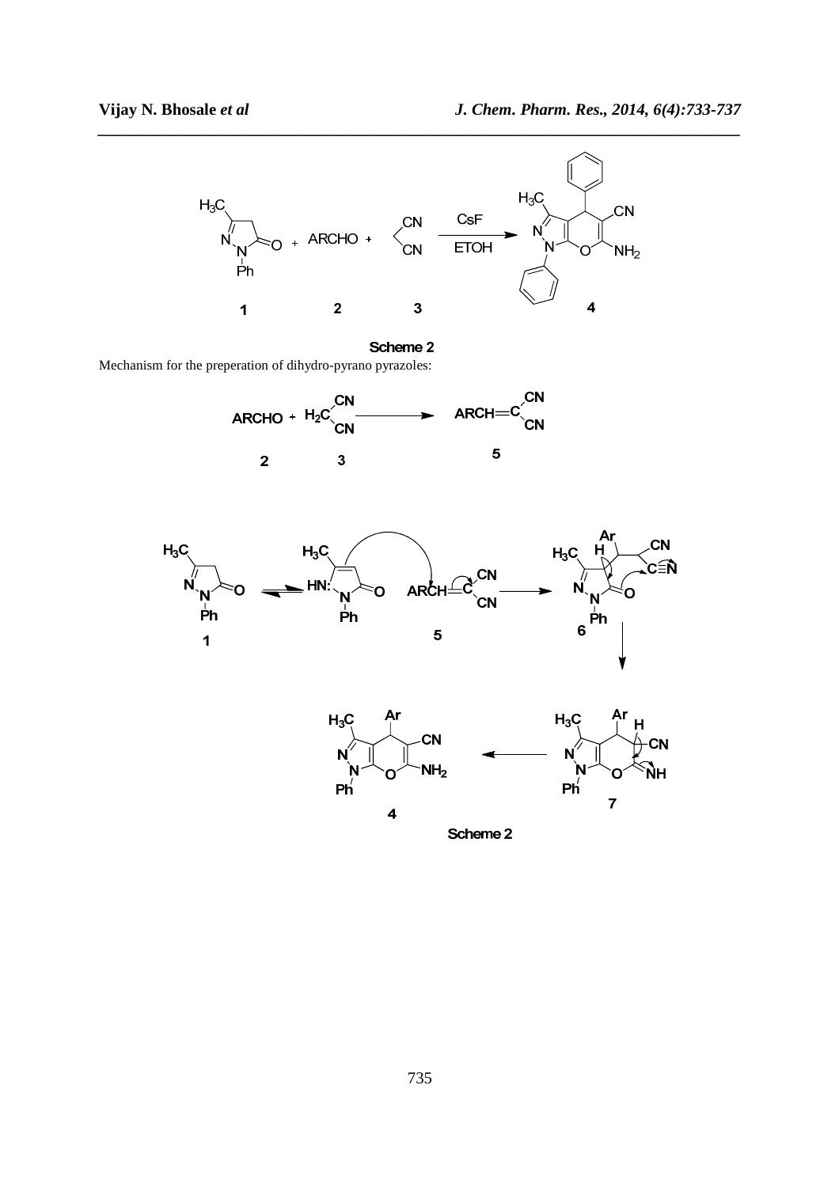Scheme 2

Mechanism for the preperation of dihydro-pyrano pyrazoles:

Scheme 2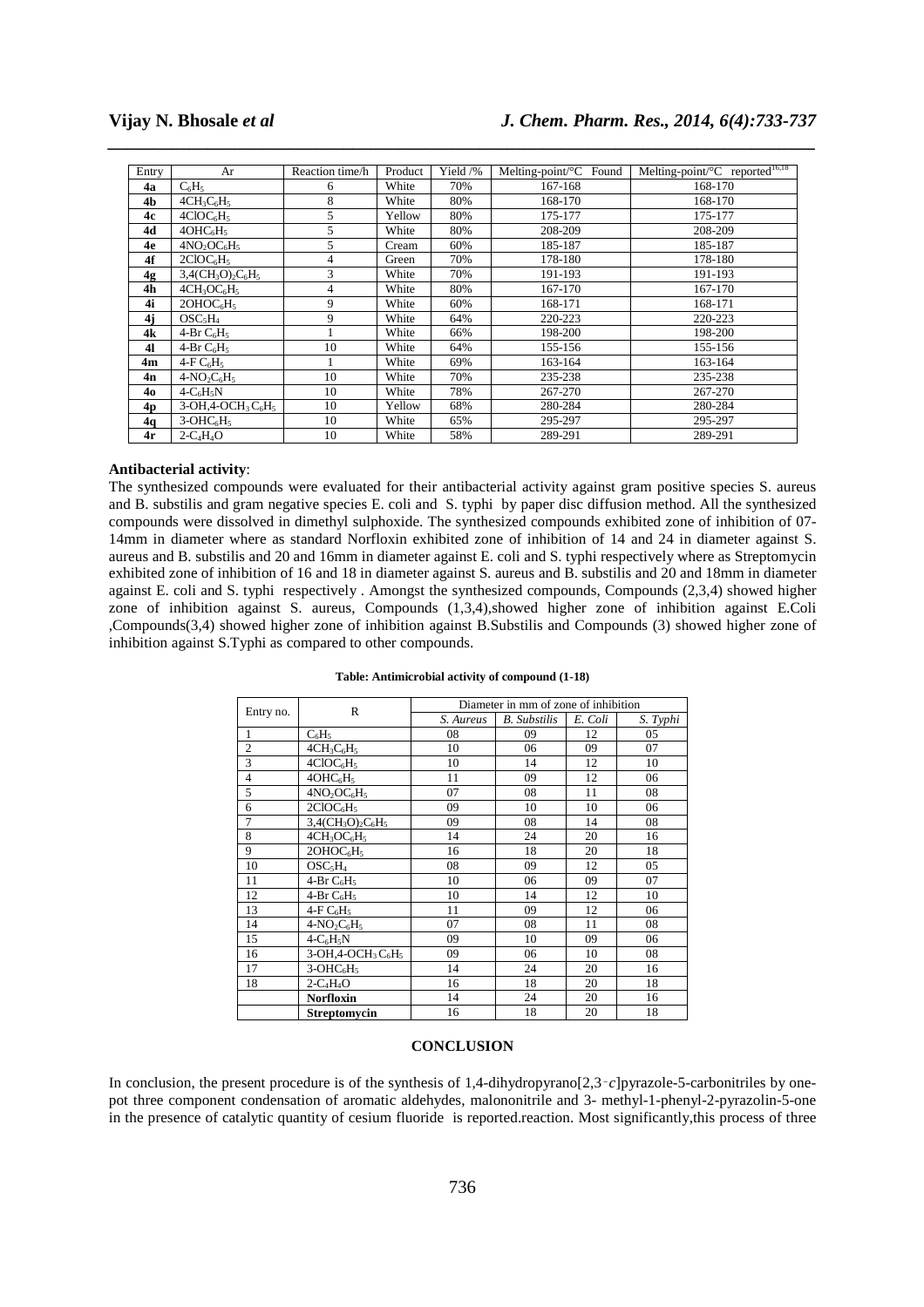| Entry | Ar | Reaction time/h | Product | Yield /% | Melting-point/°C Found | Melting-point/°C reported[16,18] |
|---|---|---|---|---|---|---|
| **4a** | $C_6H_5$ | 6 | White | 70% | 167-168 | 168-170 |
| **4b** | $4CH_3C_6H_5$ | 8 | White | 80% | 168-170 | 168-170 |
| **4c** | $4ClOC_6H_5$ | 5 | Yellow | 80% | 175-177 | 175-177 |
| **4d** | $4OHC_6H_5$ | 5 | White | 80% | 208-209 | 208-209 |
| **4e** | $4NO_2OC_6H_5$ | 5 | Cream | 60% | 185-187 | 185-187 |
| **4f** | $2ClOC_6H_5$ | 4 | Green | 70% | 178-180 | 178-180 |
| **4g** | $3,4(CH_3O)_2C_6H_5$ | 3 | White | 70% | 191-193 | 191-193 |
| **4h** | $4CH_3OC_6H_5$ | 4 | White | 80% | 167-170 | 167-170 |
| **4i** | $2OHOC_6H_5$ | 9 | White | 60% | 168-171 | 168-171 |
| **4j** | $OSC_5H_4$ | 9 | White | 64% | 220-223 | 220-223 |
| **4k** | 4-Br $C_6H_5$ | 1 | White | 66% | 198-200 | 198-200 |
| **4l** | 4-Br $C_6H_5$ | 10 | White | 64% | 155-156 | 155-156 |
| **4m** | 4-F $C_6H_5$ | 1 | White | 69% | 163-164 | 163-164 |
| **4n** | $4\text{-}NO_2C_6H_5$ | 10 | White | 70% | 235-238 | 235-238 |
| **4o** | $4\text{-}C_6H_5N$ | 10 | White | 78% | 267-270 | 267-270 |
| **4p** | 3-OH,4-$OCH_3$ $C_6H_5$ | 10 | Yellow | 68% | 280-284 | 280-284 |
| **4q** | $3\text{-}OHC_6H_5$ | 10 | White | 65% | 295-297 | 295-297 |
| **4r** | $2\text{-}C_4H_4O$ | 10 | White | 58% | 289-291 | 289-291 |

**Antibacterial activity**:

The synthesized compounds were evaluated for their antibacterial activity against gram positive species S. aureus and B. substilis and gram negative species E. coli and S. typhi by paper disc diffusion method. All the synthesized compounds were dissolved in dimethyl sulphoxide. The synthesized compounds exhibited zone of inhibition of 07-14mm in diameter where as standard Norfloxin exhibited zone of inhibition of 14 and 24 in diameter against S. aureus and B. substilis and 20 and 16mm in diameter against E. coli and S. typhi respectively where as Streptomycin exhibited zone of inhibition of 16 and 18 in diameter against S. aureus and B. substilis and 20 and 18mm in diameter against E. coli and S. typhi respectively . Amongst the synthesized compounds, Compounds (2,3,4) showed higher zone of inhibition against S. aureus, Compounds (1,3,4),showed higher zone of inhibition against E.Coli ,Compounds(3,4) showed higher zone of inhibition against B.Substilis and Compounds (3) showed higher zone of inhibition against S.Typhi as compared to other compounds.

**Table: Antimicrobial activity of compound (1-18)**

| Entry no. | R | Diameter in mm of zone of inhibition | | | |
|---|---|---|---|---|---|
| | | *S. Aureus* | *B. Substilis* | *E. Coli* | *S. Typhi* |
| 1 | $C_6H_5$ | 08 | 09 | 12 | 05 |
| 2 | $4CH_3C_6H_5$ | 10 | 06 | 09 | 07 |
| 3 | $4ClOC_6H_5$ | 10 | 14 | 12 | 10 |
| 4 | $4OHC_6H_5$ | 11 | 09 | 12 | 06 |
| 5 | $4NO_2OC_6H_5$ | 07 | 08 | 11 | 08 |
| 6 | $2ClOC_6H_5$ | 09 | 10 | 10 | 06 |
| 7 | $3,4(CH_3O)_2C_6H_5$ | 09 | 08 | 14 | 08 |
| 8 | $4CH_3OC_6H_5$ | 14 | 24 | 20 | 16 |
| 9 | $2OHOC_6H_5$ | 16 | 18 | 20 | 18 |
| 10 | $OSC_5H_4$ | 08 | 09 | 12 | 05 |
| 11 | 4-Br $C_6H_5$ | 10 | 06 | 09 | 07 |
| 12 | 4-Br $C_6H_5$ | 10 | 14 | 12 | 10 |
| 13 | 4-F $C_6H_5$ | 11 | 09 | 12 | 06 |
| 14 | $4\text{-}NO_2C_6H_5$ | 07 | 08 | 11 | 08 |
| 15 | $4\text{-}C_6H_5N$ | 09 | 10 | 09 | 06 |
| 16 | 3-OH,4-$OCH_3$ $C_6H_5$ | 09 | 06 | 10 | 08 |
| 17 | $3\text{-}OHC_6H_5$ | 14 | 24 | 20 | 16 |
| 18 | $2\text{-}C_4H_4O$ | 16 | 18 | 20 | 18 |
| | **Norfloxin** | 14 | 24 | 20 | 16 |
| | **Streptomycin** | 16 | 18 | 20 | 18 |

## CONCLUSION

In conclusion, the present procedure is of the synthesis of 1,4-dihydropyrano[2,3-*c*]pyrazole-5-carbonitriles by one-pot three component condensation of aromatic aldehydes, malononitrile and 3- methyl-1-phenyl-2-pyrazolin-5-one in the presence of catalytic quantity of cesium fluoride is reported.reaction. Most significantly,this process of three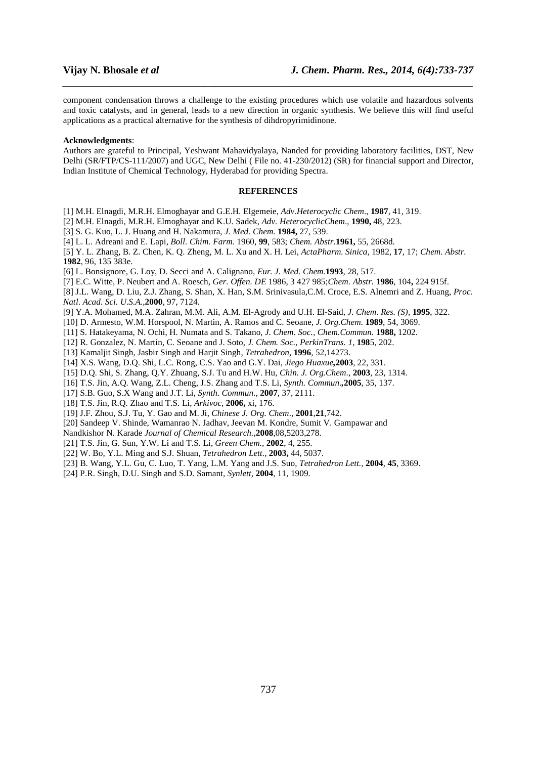component condensation throws a challenge to the existing procedures which use volatile and hazardous solvents and toxic catalysts, and in general, leads to a new direction in organic synthesis. We believe this will find useful applications as a practical alternative for the synthesis of dihdropyrimidinone.

**Acknowledgments**:

Authors are grateful to Principal, Yeshwant Mahavidyalaya, Nanded for providing laboratory facilities, DST, New Delhi (SR/FTP/CS-111/2007) and UGC, New Delhi ( File no. 41-230/2012) (SR) for financial support and Director, Indian Institute of Chemical Technology, Hyderabad for providing Spectra.

## REFERENCES

[1] M.H. Elnagdi, M.R.H. Elmoghayar and G.E.H. Elgemeie, *Adv.Heterocyclic Chem*., **1987**, 41, 319.

[2] M.H. Elnagdi, M.R.H. Elmoghayar and K.U. Sadek, *Adv. HeterocyclicChem*., **1990,** 48, 223.

[3] S. G. Kuo, L. J. Huang and H. Nakamura, *J. Med. Chem.* **1984,** 27, 539.

[4] L. L. Adreani and E. Lapi, *Boll. Chim. Farm.* 1960, **99**, 583; *Chem. Abstr.***1961,** 55, 2668d.

[5] Y. L. Zhang, B. Z. Chen, K. Q. Zheng, M. L. Xu and X. H. Lei, *ActaPharm. Sinica,* 1982, **17**, 17; *Chem. Abstr.* **1982**, 96, 135 383e.

[6] L. Bonsignore, G. Loy, D. Secci and A. Calignano, *Eur. J. Med. Chem.***1993**, 28, 517.

[7] E.C. Witte, P. Neubert and A. Roesch, *Ger. Offen. DE* 1986, 3 427 985;*Chem. Abstr.* **1986**, 104**,** 224 915f.

[8] J.L. Wang, D. Liu, Z.J. Zhang, S. Shan, X. Han, S.M. Srinivasula,C.M. Croce, E.S. Alnemri and Z. Huang, *Proc. Natl. Acad. Sci. U.S.A.*,**2000**, 97, 7124.

[9] Y.A. Mohamed, M.A. Zahran, M.M. Ali, A.M. El-Agrody and U.H. El-Said, *J. Chem. Res. (S)*, **1995**, 322.

[10] D. Armesto, W.M. Horspool, N. Martin, A. Ramos and C. Seoane, *J. Org.Chem.* **1989**, 54, 3069.

[11] S. Hatakeyama, N. Ochi, H. Numata and S. Takano, *J. Chem. Soc., Chem.Commun.* **1988,** 1202.

[12] R. Gonzalez, N. Martin, C. Seoane and J. Soto, *J. Chem. Soc., PerkinTrans. 1*, **198**5, 202.

[13] Kamaljit Singh, Jasbir Singh and Harjit Singh, *Tetrahedron,* **1996**, 52,14273.

[14] X.S. Wang, D.Q. Shi, L.C. Rong, C.S. Yao and G.Y. Dai, *Jiego Huaxue***,2003**, 22, 331.

[15] D.Q. Shi, S. Zhang, Q.Y. Zhuang, S.J. Tu and H.W. Hu, *Chin. J. Org.Chem*., **2003**, 23, 1314.

[16] T.S. Jin, A.Q. Wang, Z.L. Cheng, J.S. Zhang and T.S. Li, *Synth. Commun*.**,2005**, 35, 137.

[17] S.B. Guo, S.X Wang and J.T. Li, *Synth. Commun.,* **2007**, 37, 2111.

[18] T.S. Jin, R.Q. Zhao and T.S. Li, *Arkivoc,* **2006,** xi, 176.

[19] J.F. Zhou, S.J. Tu, Y. Gao and M. Ji, *Chinese J. Org. Chem*., **2001**,**21**,742.

[20] Sandeep V. Shinde, Wamanrao N. Jadhav, Jeevan M. Kondre, Sumit V. Gampawar and Nandkishor N. Karade *Journal of Chemical Research.*,**2008**,08,5203,278.

[21] T.S. Jin, G. Sun, Y.W. Li and T.S. Li, *Green Chem.*, **2002**, 4, 255.

[22] W. Bo, Y.L. Ming and S.J. Shuan, *Tetrahedron Lett.,* **2003,** 44, 5037.

[23] B. Wang, Y.L. Gu, C. Luo, T. Yang, L.M. Yang and J.S. Suo, *Tetrahedron Lett.*, **2004**, **45**, 3369.

[24] P.R. Singh, D.U. Singh and S.D. Samant, *Synlett,* **2004**, 11, 1909.